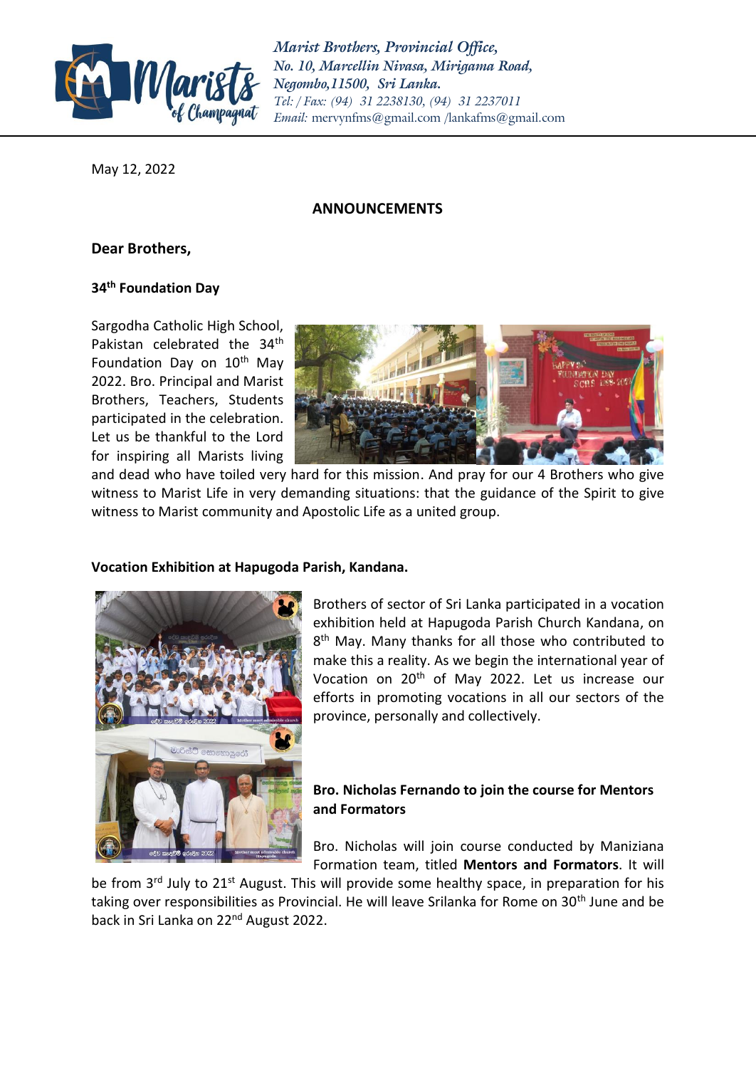Marist Brothers, Provincial Office,
No. 10, Marcellin Nivasa, Mirigama Road,
Negombo,11500, Sri Lanka.
Tel: / Fax: (94) 31 2238130, (94) 31 2237011
Email: mervynfms@gmail.com /lankafms@gmail.com

May 12, 2022

## ANNOUNCEMENTS

**Dear Brothers,**

### 34th Foundation Day

Sargodha Catholic High School, Pakistan celebrated the 34th Foundation Day on 10th May 2022. Bro. Principal and Marist Brothers, Teachers, Students participated in the celebration. Let us be thankful to the Lord for inspiring all Marists living and dead who have toiled very hard for this mission. And pray for our 4 Brothers who give witness to Marist Life in very demanding situations: that the guidance of the Spirit to give witness to Marist community and Apostolic Life as a united group.

### Vocation Exhibition at Hapugoda Parish, Kandana.

Brothers of sector of Sri Lanka participated in a vocation exhibition held at Hapugoda Parish Church Kandana, on 8th May. Many thanks for all those who contributed to make this a reality. As we begin the international year of Vocation on 20th of May 2022. Let us increase our efforts in promoting vocations in all our sectors of the province, personally and collectively.

### Bro. Nicholas Fernando to join the course for Mentors and Formators

Bro. Nicholas will join course conducted by Maniziana Formation team, titled **Mentors and Formators**. It will be from 3rd July to 21st August. This will provide some healthy space, in preparation for his taking over responsibilities as Provincial. He will leave Srilanka for Rome on 30th June and be back in Sri Lanka on 22nd August 2022.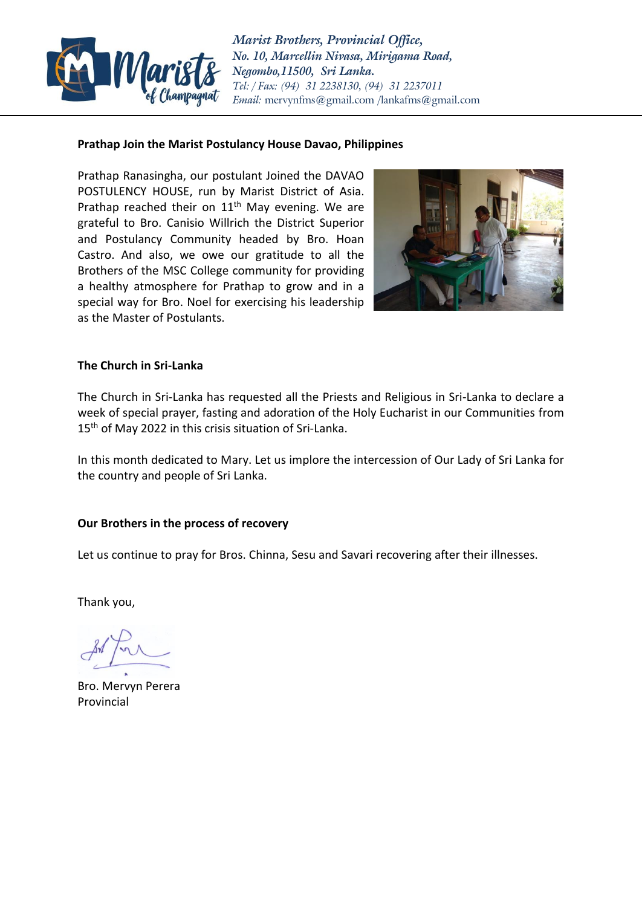Marist Brothers, Provincial Office,
No. 10, Marcellin Nivasa, Mirigama Road,
Negombo,11500, Sri Lanka.
Tel: / Fax: (94) 31 2238130, (94) 31 2237011
Email: mervynfms@gmail.com /lankafms@gmail.com

**Prathap Join the Marist Postulancy House Davao, Philippines**

Prathap Ranasingha, our postulant Joined the DAVAO POSTULENCY HOUSE, run by Marist District of Asia. Prathap reached their on 11th May evening. We are grateful to Bro. Canisio Willrich the District Superior and Postulancy Community headed by Bro. Hoan Castro. And also, we owe our gratitude to all the Brothers of the MSC College community for providing a healthy atmosphere for Prathap to grow and in a special way for Bro. Noel for exercising his leadership as the Master of Postulants.

**The Church in Sri-Lanka**

The Church in Sri-Lanka has requested all the Priests and Religious in Sri-Lanka to declare a week of special prayer, fasting and adoration of the Holy Eucharist in our Communities from 15th of May 2022 in this crisis situation of Sri-Lanka.

In this month dedicated to Mary. Let us implore the intercession of Our Lady of Sri Lanka for the country and people of Sri Lanka.

**Our Brothers in the process of recovery**

Let us continue to pray for Bros. Chinna, Sesu and Savari recovering after their illnesses.

Thank you,

Bro. Mervyn Perera
Provincial